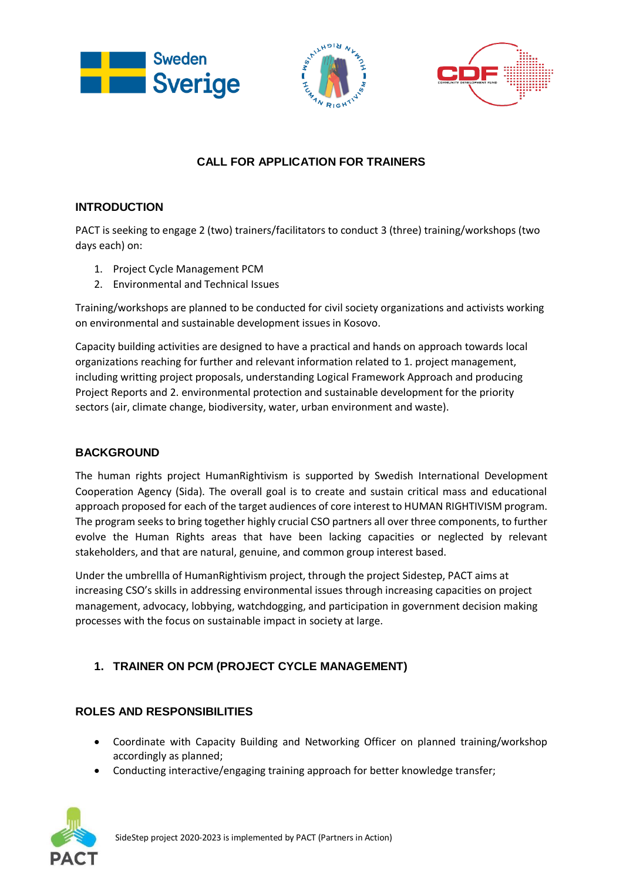## CALL FOR APPLICATION FOR TRAINERS

### INTRODUCTION

PACT is seeking to engage 2 (two) trainers/facilitators to conduct 3 (three) training/workshops (two days each) on:

1. Project Cycle Management PCM
2. Environmental and Technical Issues

Training/workshops are planned to be conducted for civil society organizations and activists working on environmental and sustainable development issues in Kosovo.

Capacity building activities are designed to have a practical and hands on approach towards local organizations reaching for further and relevant information related to 1. project management, including writting project proposals, understanding Logical Framework Approach and producing Project Reports and 2. environmental protection and sustainable development for the priority sectors (air, climate change, biodiversity, water, urban environment and waste).

### BACKGROUND

The human rights project HumanRightivism is supported by Swedish International Development Cooperation Agency (Sida). The overall goal is to create and sustain critical mass and educational approach proposed for each of the target audiences of core interest to HUMAN RIGHTIVISM program. The program seeks to bring together highly crucial CSO partners all over three components, to further evolve the Human Rights areas that have been lacking capacities or neglected by relevant stakeholders, and that are natural, genuine, and common group interest based.

Under the umbrellla of HumanRightivism project, through the project Sidestep, PACT aims at increasing CSO's skills in addressing environmental issues through increasing capacities on project management, advocacy, lobbying, watchdogging, and participation in government decision making processes with the focus on sustainable impact in society at large.

### 1. TRAINER ON PCM (PROJECT CYCLE MANAGEMENT)

### ROLES AND RESPONSIBILITIES

- Coordinate with Capacity Building and Networking Officer on planned training/workshop accordingly as planned;
- Conducting interactive/engaging training approach for better knowledge transfer;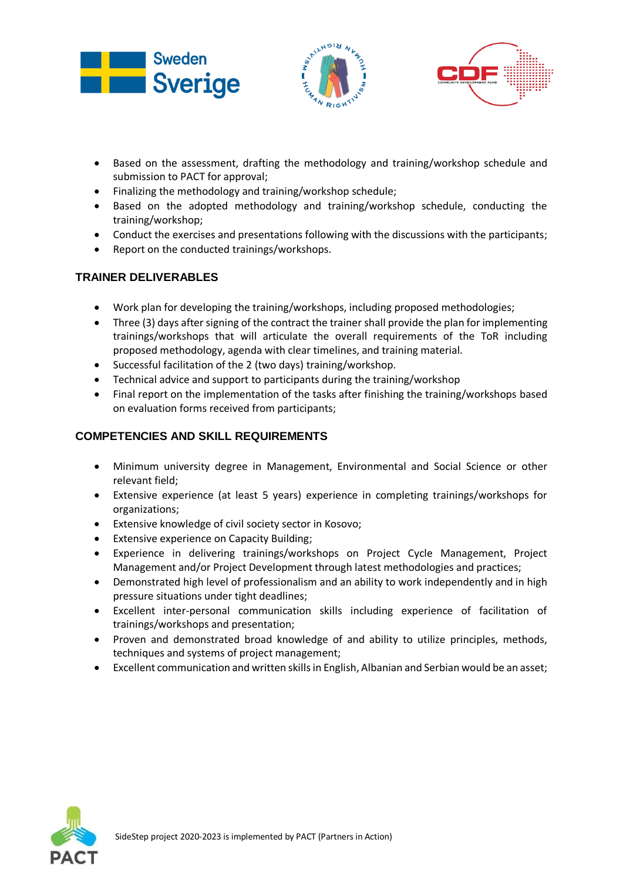- Based on the assessment, drafting the methodology and training/workshop schedule and submission to PACT for approval;
- Finalizing the methodology and training/workshop schedule;
- Based on the adopted methodology and training/workshop schedule, conducting the training/workshop;
- Conduct the exercises and presentations following with the discussions with the participants;
- Report on the conducted trainings/workshops.

## TRAINER DELIVERABLES

- Work plan for developing the training/workshops, including proposed methodologies;
- Three (3) days after signing of the contract the trainer shall provide the plan for implementing trainings/workshops that will articulate the overall requirements of the ToR including proposed methodology, agenda with clear timelines, and training material.
- Successful facilitation of the 2 (two days) training/workshop.
- Technical advice and support to participants during the training/workshop
- Final report on the implementation of the tasks after finishing the training/workshops based on evaluation forms received from participants;

## COMPETENCIES AND SKILL REQUIREMENTS

- Minimum university degree in Management, Environmental and Social Science or other relevant field;
- Extensive experience (at least 5 years) experience in completing trainings/workshops for organizations;
- Extensive knowledge of civil society sector in Kosovo;
- Extensive experience on Capacity Building;
- Experience in delivering trainings/workshops on Project Cycle Management, Project Management and/or Project Development through latest methodologies and practices;
- Demonstrated high level of professionalism and an ability to work independently and in high pressure situations under tight deadlines;
- Excellent inter-personal communication skills including experience of facilitation of trainings/workshops and presentation;
- Proven and demonstrated broad knowledge of and ability to utilize principles, methods, techniques and systems of project management;
- Excellent communication and written skills in English, Albanian and Serbian would be an asset;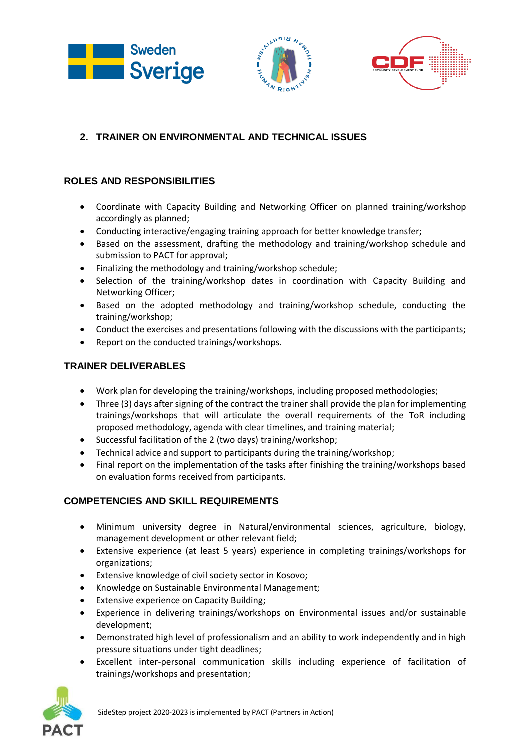## 2. TRAINER ON ENVIRONMENTAL AND TECHNICAL ISSUES

### ROLES AND RESPONSIBILITIES

- Coordinate with Capacity Building and Networking Officer on planned training/workshop accordingly as planned;
- Conducting interactive/engaging training approach for better knowledge transfer;
- Based on the assessment, drafting the methodology and training/workshop schedule and submission to PACT for approval;
- Finalizing the methodology and training/workshop schedule;
- Selection of the training/workshop dates in coordination with Capacity Building and Networking Officer;
- Based on the adopted methodology and training/workshop schedule, conducting the training/workshop;
- Conduct the exercises and presentations following with the discussions with the participants;
- Report on the conducted trainings/workshops.

### TRAINER DELIVERABLES

- Work plan for developing the training/workshops, including proposed methodologies;
- Three (3) days after signing of the contract the trainer shall provide the plan for implementing trainings/workshops that will articulate the overall requirements of the ToR including proposed methodology, agenda with clear timelines, and training material;
- Successful facilitation of the 2 (two days) training/workshop;
- Technical advice and support to participants during the training/workshop;
- Final report on the implementation of the tasks after finishing the training/workshops based on evaluation forms received from participants.

### COMPETENCIES AND SKILL REQUIREMENTS

- Minimum university degree in Natural/environmental sciences, agriculture, biology, management development or other relevant field;
- Extensive experience (at least 5 years) experience in completing trainings/workshops for organizations;
- Extensive knowledge of civil society sector in Kosovo;
- Knowledge on Sustainable Environmental Management;
- Extensive experience on Capacity Building;
- Experience in delivering trainings/workshops on Environmental issues and/or sustainable development;
- Demonstrated high level of professionalism and an ability to work independently and in high pressure situations under tight deadlines;
- Excellent inter-personal communication skills including experience of facilitation of trainings/workshops and presentation;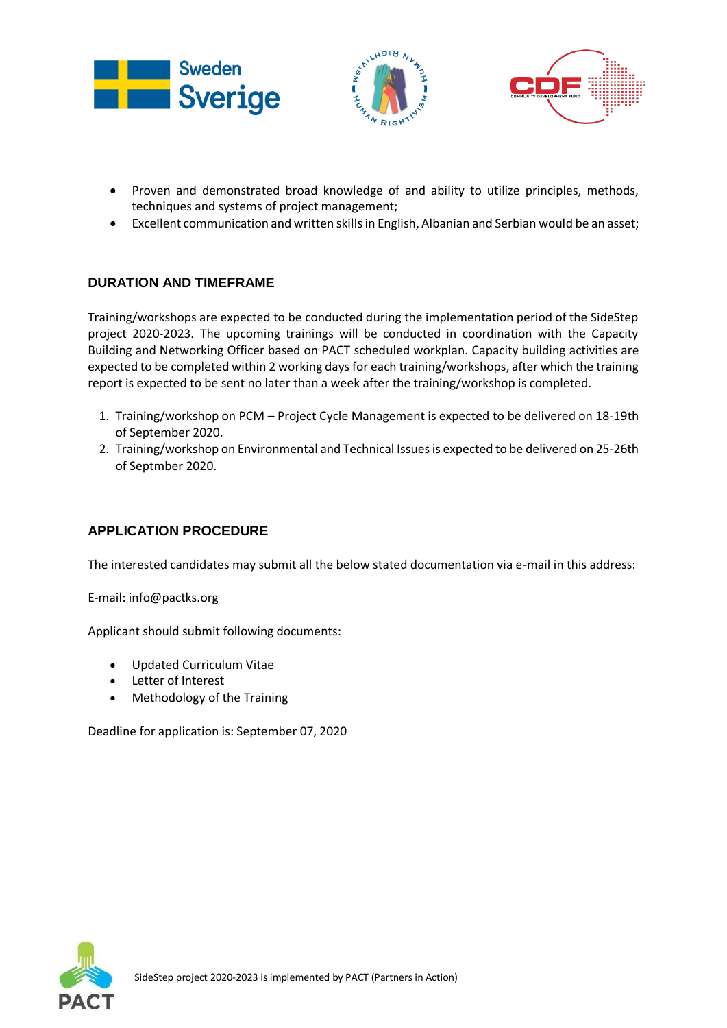- Proven and demonstrated broad knowledge of and ability to utilize principles, methods, techniques and systems of project management;
- Excellent communication and written skills in English, Albanian and Serbian would be an asset;

## DURATION AND TIMEFRAME

Training/workshops are expected to be conducted during the implementation period of the SideStep project 2020-2023. The upcoming trainings will be conducted in coordination with the Capacity Building and Networking Officer based on PACT scheduled workplan. Capacity building activities are expected to be completed within 2 working days for each training/workshops, after which the training report is expected to be sent no later than a week after the training/workshop is completed.

1. Training/workshop on PCM – Project Cycle Management is expected to be delivered on 18-19th of September 2020.
2. Training/workshop on Environmental and Technical Issues is expected to be delivered on 25-26th of Septmber 2020.

## APPLICATION PROCEDURE

The interested candidates may submit all the below stated documentation via e-mail in this address:

E-mail: info@pactks.org

Applicant should submit following documents:

- Updated Curriculum Vitae
- Letter of Interest
- Methodology of the Training

Deadline for application is: September 07, 2020